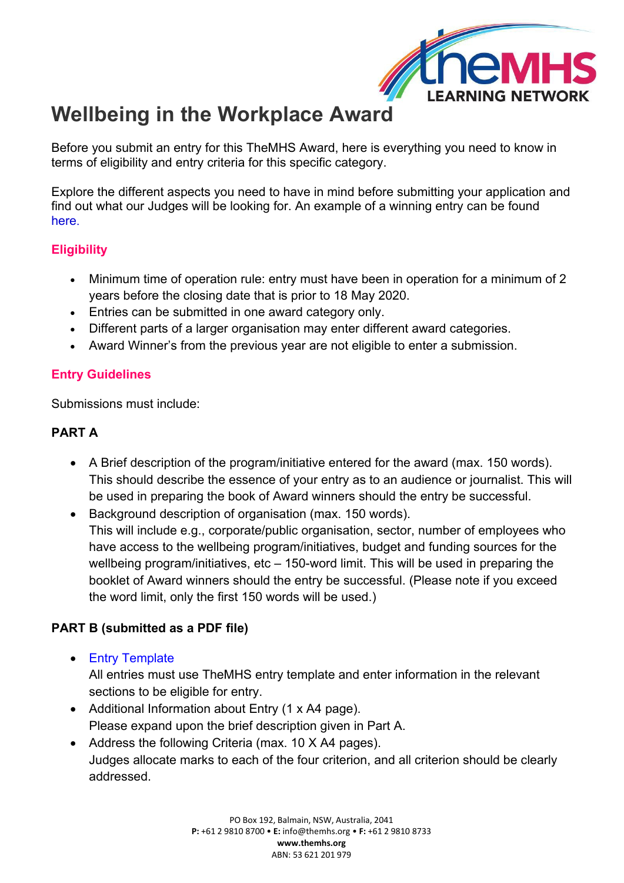# Wellbeing in the Workplace Award

Before you submit an entry for this TheMHS Award, here is everything you need to know in terms of eligibility and entry criteria for this specific category.

Explore the different aspects you need to have in mind before submitting your application and find out what our Judges will be looking for. An example of a winning entry can be found here.

## Eligibility

- Minimum time of operation rule: entry must have been in operation for a minimum of 2 years before the closing date that is prior to 18 May 2020.
- Entries can be submitted in one award category only.
- Different parts of a larger organisation may enter different award categories.
- Award Winner's from the previous year are not eligible to enter a submission.

## Entry Guidelines

Submissions must include:

### PART A

- A Brief description of the program/initiative entered for the award (max. 150 words). This should describe the essence of your entry as to an audience or journalist. This will be used in preparing the book of Award winners should the entry be successful.
- Background description of organisation (max. 150 words). This will include e.g., corporate/public organisation, sector, number of employees who have access to the wellbeing program/initiatives, budget and funding sources for the wellbeing program/initiatives, etc – 150-word limit. This will be used in preparing the booklet of Award winners should the entry be successful. (Please note if you exceed the word limit, only the first 150 words will be used.)

### PART B (submitted as a PDF file)

- Entry Template
  All entries must use TheMHS entry template and enter information in the relevant sections to be eligible for entry.
- Additional Information about Entry (1 x A4 page).
  Please expand upon the brief description given in Part A.
- Address the following Criteria (max. 10 X A4 pages).
  Judges allocate marks to each of the four criterion, and all criterion should be clearly addressed.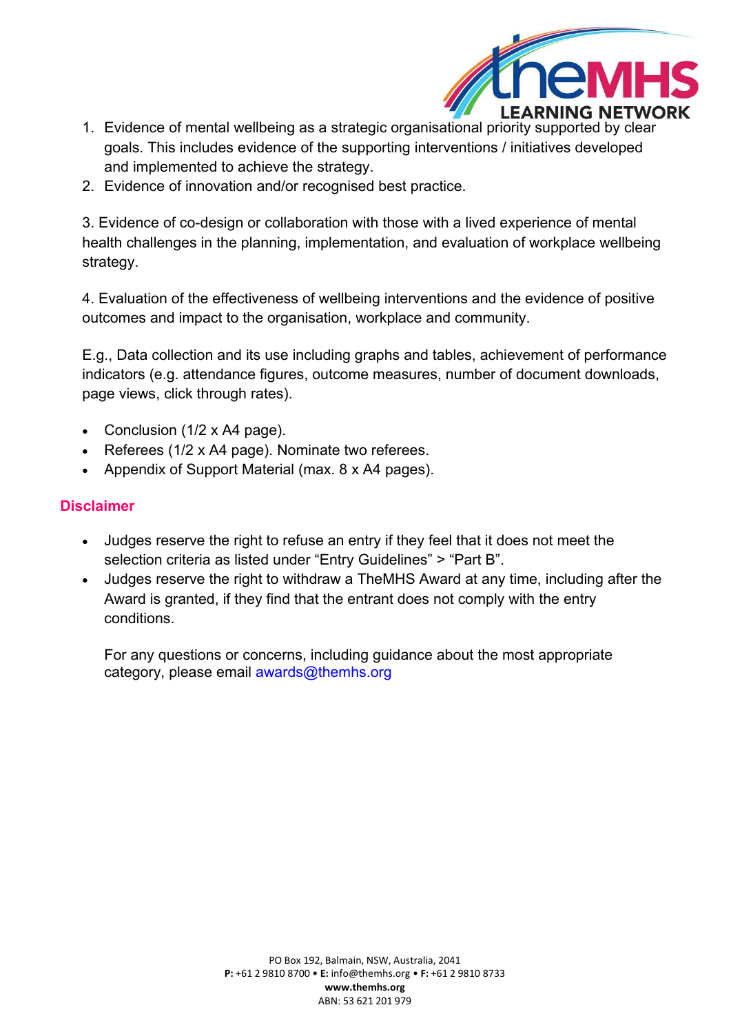1. Evidence of mental wellbeing as a strategic organisational priority supported by clear goals. This includes evidence of the supporting interventions / initiatives developed and implemented to achieve the strategy.
2. Evidence of innovation and/or recognised best practice.

3. Evidence of co-design or collaboration with those with a lived experience of mental health challenges in the planning, implementation, and evaluation of workplace wellbeing strategy.

4. Evaluation of the effectiveness of wellbeing interventions and the evidence of positive outcomes and impact to the organisation, workplace and community.

E.g., Data collection and its use including graphs and tables, achievement of performance indicators (e.g. attendance figures, outcome measures, number of document downloads, page views, click through rates).

- Conclusion (1/2 x A4 page).
- Referees (1/2 x A4 page). Nominate two referees.
- Appendix of Support Material (max. 8 x A4 pages).

## Disclaimer

- Judges reserve the right to refuse an entry if they feel that it does not meet the selection criteria as listed under "Entry Guidelines" > "Part B".
- Judges reserve the right to withdraw a TheMHS Award at any time, including after the Award is granted, if they find that the entrant does not comply with the entry conditions.

  For any questions or concerns, including guidance about the most appropriate category, please email awards@themhs.org

PO Box 192, Balmain, NSW, Australia, 2041
**P:** +61 2 9810 8700 • **E:** info@themhs.org • **F:** +61 2 9810 8733
**www.themhs.org**
ABN: 53 621 201 979